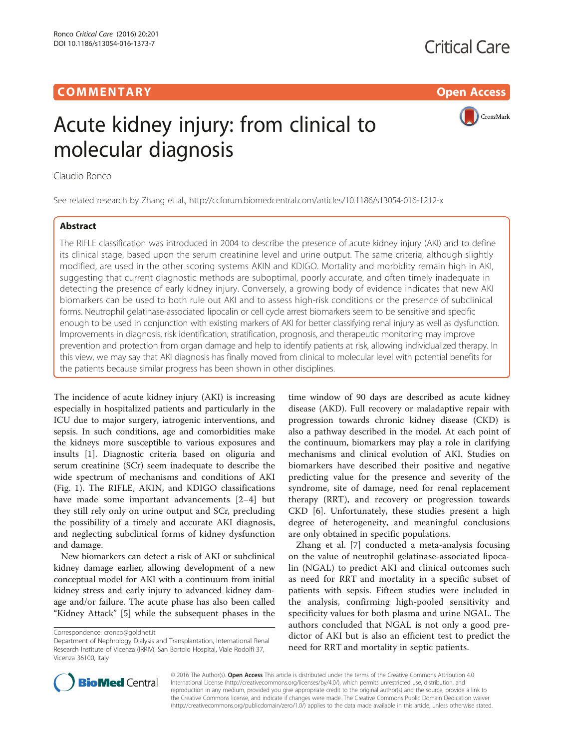**COMMENTARY** **Open Access**

# Acute kidney injury: from clinical to molecular diagnosis

Claudio Ronco

See related research by Zhang et al., http://ccforum.biomedcentral.com/articles/10.1186/s13054-016-1212-x

## Abstract

The RIFLE classification was introduced in 2004 to describe the presence of acute kidney injury (AKI) and to define its clinical stage, based upon the serum creatinine level and urine output. The same criteria, although slightly modified, are used in the other scoring systems AKIN and KDIGO. Mortality and morbidity remain high in AKI, suggesting that current diagnostic methods are suboptimal, poorly accurate, and often timely inadequate in detecting the presence of early kidney injury. Conversely, a growing body of evidence indicates that new AKI biomarkers can be used to both rule out AKI and to assess high-risk conditions or the presence of subclinical forms. Neutrophil gelatinase-associated lipocalin or cell cycle arrest biomarkers seem to be sensitive and specific enough to be used in conjunction with existing markers of AKI for better classifying renal injury as well as dysfunction. Improvements in diagnosis, risk identification, stratification, prognosis, and therapeutic monitoring may improve prevention and protection from organ damage and help to identify patients at risk, allowing individualized therapy. In this view, we may say that AKI diagnosis has finally moved from clinical to molecular level with potential benefits for the patients because similar progress has been shown in other disciplines.

The incidence of acute kidney injury (AKI) is increasing especially in hospitalized patients and particularly in the ICU due to major surgery, iatrogenic interventions, and sepsis. In such conditions, age and comorbidities make the kidneys more susceptible to various exposures and insults [1]. Diagnostic criteria based on oliguria and serum creatinine (SCr) seem inadequate to describe the wide spectrum of mechanisms and conditions of AKI (Fig. 1). The RIFLE, AKIN, and KDIGO classifications have made some important advancements [2–4] but they still rely only on urine output and SCr, precluding the possibility of a timely and accurate AKI diagnosis, and neglecting subclinical forms of kidney dysfunction and damage.

New biomarkers can detect a risk of AKI or subclinical kidney damage earlier, allowing development of a new conceptual model for AKI with a continuum from initial kidney stress and early injury to advanced kidney damage and/or failure. The acute phase has also been called "Kidney Attack" [5] while the subsequent phases in the time window of 90 days are described as acute kidney disease (AKD). Full recovery or maladaptive repair with progression towards chronic kidney disease (CKD) is also a pathway described in the model. At each point of the continuum, biomarkers may play a role in clarifying mechanisms and clinical evolution of AKI. Studies on biomarkers have described their positive and negative predicting value for the presence and severity of the syndrome, site of damage, need for renal replacement therapy (RRT), and recovery or progression towards CKD [6]. Unfortunately, these studies present a high degree of heterogeneity, and meaningful conclusions are only obtained in specific populations.

Zhang et al. [7] conducted a meta-analysis focusing on the value of neutrophil gelatinase-associated lipocalin (NGAL) to predict AKI and clinical outcomes such as need for RRT and mortality in a specific subset of patients with sepsis. Fifteen studies were included in the analysis, confirming high-pooled sensitivity and specificity values for both plasma and urine NGAL. The authors concluded that NGAL is not only a good predictor of AKI but is also an efficient test to predict the need for RRT and mortality in septic patients.

Correspondence: cronco@goldnet.it
Department of Nephrology Dialysis and Transplantation, International Renal Research Institute of Vicenza (IRRIV), San Bortolo Hospital, Viale Rodolfi 37, Vicenza 36100, Italy

© 2016 The Author(s). **Open Access** This article is distributed under the terms of the Creative Commons Attribution 4.0 International License (http://creativecommons.org/licenses/by/4.0/), which permits unrestricted use, distribution, and reproduction in any medium, provided you give appropriate credit to the original author(s) and the source, provide a link to the Creative Commons license, and indicate if changes were made. The Creative Commons Public Domain Dedication waiver (http://creativecommons.org/publicdomain/zero/1.0/) applies to the data made available in this article, unless otherwise stated.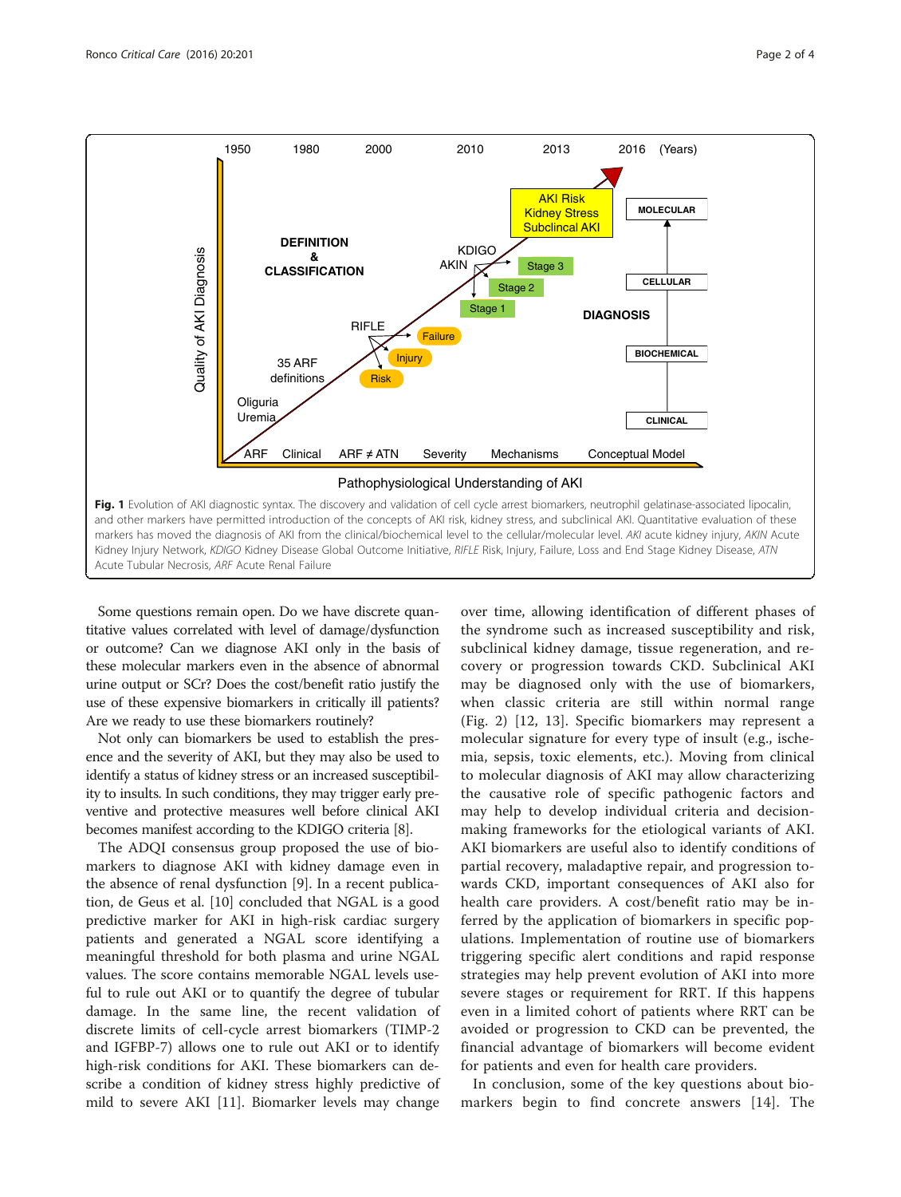1950 1980 2000 2010 2013 2016 (Years)

Quality of AKI Diagnosis

DEFINITION & CLASSIFICATION

AKI Risk
Kidney Stress
Subclincal AKI

MOLECULAR

KDIGO
AKIN

Stage 3
Stage 2
Stage 1

CELLULAR

DIAGNOSIS

RIFLE

Failure
Injury
Risk

BIOCHEMICAL

35 ARF definitions

Oliguria
Uremia

CLINICAL

ARF Clinical ARF ≠ ATN Severity Mechanisms Conceptual Model

Pathophysiological Understanding of AKI

**Fig. 1** Evolution of AKI diagnostic syntax. The discovery and validation of cell cycle arrest biomarkers, neutrophil gelatinase-associated lipocalin, and other markers have permitted introduction of the concepts of AKI risk, kidney stress, and subclinical AKI. Quantitative evaluation of these markers has moved the diagnosis of AKI from the clinical/biochemical level to the cellular/molecular level. *AKI* acute kidney injury, *AKIN* Acute Kidney Injury Network, *KDIGO* Kidney Disease Global Outcome Initiative, *RIFLE* Risk, Injury, Failure, Loss and End Stage Kidney Disease, *ATN* Acute Tubular Necrosis, *ARF* Acute Renal Failure

Some questions remain open. Do we have discrete quantitative values correlated with level of damage/dysfunction or outcome? Can we diagnose AKI only in the basis of these molecular markers even in the absence of abnormal urine output or SCr? Does the cost/benefit ratio justify the use of these expensive biomarkers in critically ill patients? Are we ready to use these biomarkers routinely?

Not only can biomarkers be used to establish the presence and the severity of AKI, but they may also be used to identify a status of kidney stress or an increased susceptibility to insults. In such conditions, they may trigger early preventive and protective measures well before clinical AKI becomes manifest according to the KDIGO criteria [8].

The ADQI consensus group proposed the use of biomarkers to diagnose AKI with kidney damage even in the absence of renal dysfunction [9]. In a recent publication, de Geus et al. [10] concluded that NGAL is a good predictive marker for AKI in high-risk cardiac surgery patients and generated a NGAL score identifying a meaningful threshold for both plasma and urine NGAL values. The score contains memorable NGAL levels useful to rule out AKI or to quantify the degree of tubular damage. In the same line, the recent validation of discrete limits of cell-cycle arrest biomarkers (TIMP-2 and IGFBP-7) allows one to rule out AKI or to identify high-risk conditions for AKI. These biomarkers can describe a condition of kidney stress highly predictive of mild to severe AKI [11]. Biomarker levels may change over time, allowing identification of different phases of the syndrome such as increased susceptibility and risk, subclinical kidney damage, tissue regeneration, and recovery or progression towards CKD. Subclinical AKI may be diagnosed only with the use of biomarkers, when classic criteria are still within normal range (Fig. 2) [12, 13]. Specific biomarkers may represent a molecular signature for every type of insult (e.g., ischemia, sepsis, toxic elements, etc.). Moving from clinical to molecular diagnosis of AKI may allow characterizing the causative role of specific pathogenic factors and may help to develop individual criteria and decision-making frameworks for the etiological variants of AKI. AKI biomarkers are useful also to identify conditions of partial recovery, maladaptive repair, and progression towards CKD, important consequences of AKI also for health care providers. A cost/benefit ratio may be inferred by the application of biomarkers in specific populations. Implementation of routine use of biomarkers triggering specific alert conditions and rapid response strategies may help prevent evolution of AKI into more severe stages or requirement for RRT. If this happens even in a limited cohort of patients where RRT can be avoided or progression to CKD can be prevented, the financial advantage of biomarkers will become evident for patients and even for health care providers.

In conclusion, some of the key questions about biomarkers begin to find concrete answers [14]. The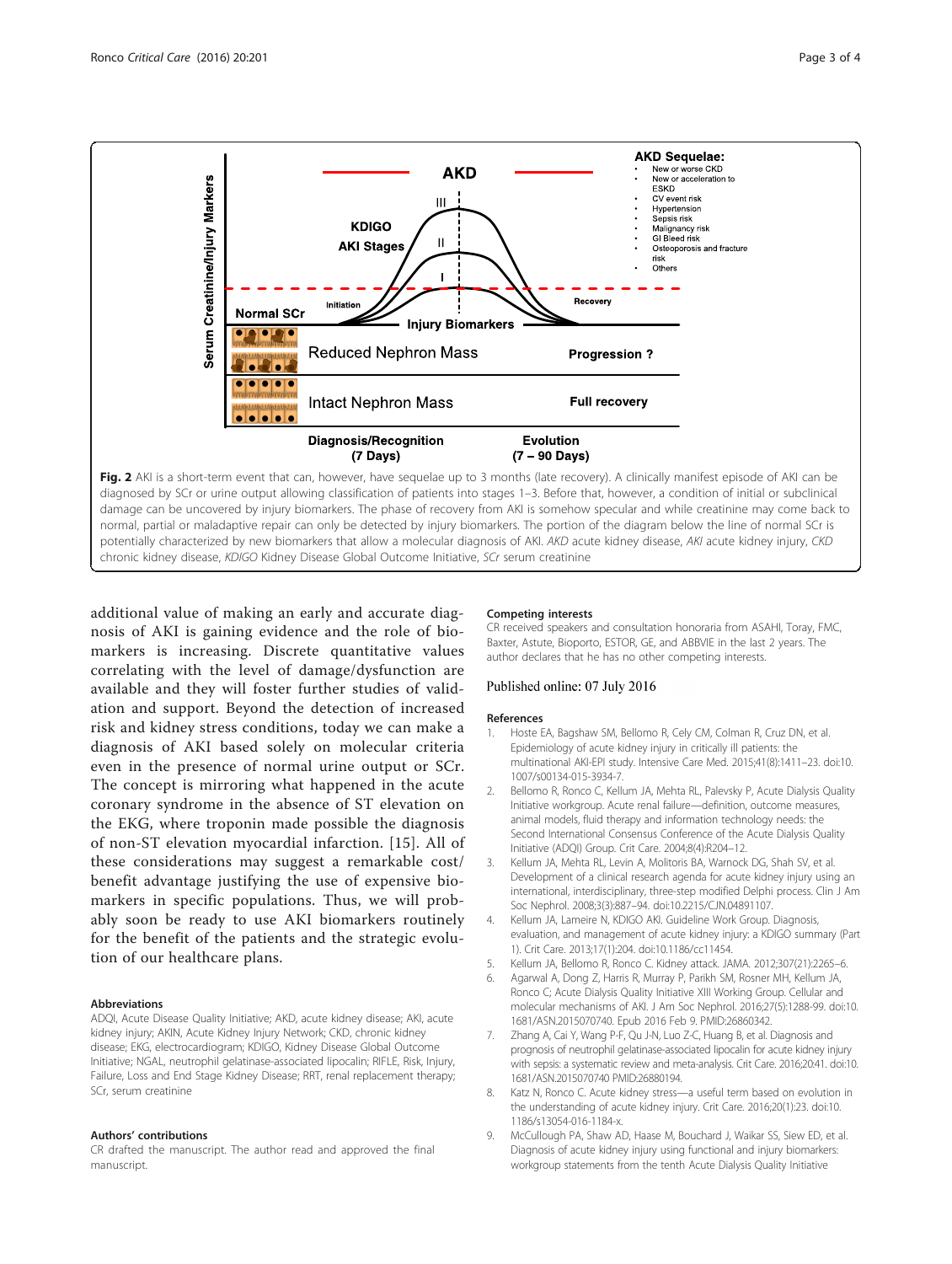AKD

KDIGO AKI Stages

III

II

I

Normal SCr

Initiation

Injury Biomarkers

Recovery

Serum Creatinine/Injury Markers

Reduced Nephron Mass

Progression ?

Intact Nephron Mass

Full recovery

Diagnosis/Recognition (7 Days)

Evolution (7 – 90 Days)

AKD Sequelae:

- New or worse CKD
- New or acceleration to ESKD
- CV event risk
- Hypertension
- Sepsis risk
- Malignancy risk
- GI Bleed risk
- Osteoporosis and fracture risk
- Others

**Fig. 2** AKI is a short-term event that can, however, have sequelae up to 3 months (late recovery). A clinically manifest episode of AKI can be diagnosed by SCr or urine output allowing classification of patients into stages 1–3. Before that, however, a condition of initial or subclinical damage can be uncovered by injury biomarkers. The phase of recovery from AKI is somehow specular and while creatinine may come back to normal, partial or maladaptive repair can only be detected by injury biomarkers. The portion of the diagram below the line of normal SCr is potentially characterized by new biomarkers that allow a molecular diagnosis of AKI. *AKD* acute kidney disease, *AKI* acute kidney injury, *CKD* chronic kidney disease, *KDIGO* Kidney Disease Global Outcome Initiative, *SCr* serum creatinine

additional value of making an early and accurate diagnosis of AKI is gaining evidence and the role of biomarkers is increasing. Discrete quantitative values correlating with the level of damage/dysfunction are available and they will foster further studies of validation and support. Beyond the detection of increased risk and kidney stress conditions, today we can make a diagnosis of AKI based solely on molecular criteria even in the presence of normal urine output or SCr. The concept is mirroring what happened in the acute coronary syndrome in the absence of ST elevation on the EKG, where troponin made possible the diagnosis of non-ST elevation myocardial infarction. [15]. All of these considerations may suggest a remarkable cost/benefit advantage justifying the use of expensive biomarkers in specific populations. Thus, we will probably soon be ready to use AKI biomarkers routinely for the benefit of the patients and the strategic evolution of our healthcare plans.

#### Abbreviations

ADQI, Acute Disease Quality Initiative; AKD, acute kidney disease; AKI, acute kidney injury; AKIN, Acute Kidney Injury Network; CKD, chronic kidney disease; EKG, electrocardiogram; KDIGO, Kidney Disease Global Outcome Initiative; NGAL, neutrophil gelatinase-associated lipocalin; RIFLE, Risk, Injury, Failure, Loss and End Stage Kidney Disease; RRT, renal replacement therapy; SCr, serum creatinine

#### Authors' contributions

CR drafted the manuscript. The author read and approved the final manuscript.

#### Competing interests

CR received speakers and consultation honoraria from ASAHI, Toray, FMC, Baxter, Astute, Bioporto, ESTOR, GE, and ABBVIE in the last 2 years. The author declares that he has no other competing interests.

Published online: 07 July 2016

#### References

1. Hoste EA, Bagshaw SM, Bellomo R, Cely CM, Colman R, Cruz DN, et al. Epidemiology of acute kidney injury in critically ill patients: the multinational AKI-EPI study. Intensive Care Med. 2015;41(8):1411–23. doi:10.1007/s00134-015-3934-7.
2. Bellomo R, Ronco C, Kellum JA, Mehta RL, Palevsky P, Acute Dialysis Quality Initiative workgroup. Acute renal failure—definition, outcome measures, animal models, fluid therapy and information technology needs: the Second International Consensus Conference of the Acute Dialysis Quality Initiative (ADQI) Group. Crit Care. 2004;8(4):R204–12.
3. Kellum JA, Mehta RL, Levin A, Molitoris BA, Warnock DG, Shah SV, et al. Development of a clinical research agenda for acute kidney injury using an international, interdisciplinary, three-step modified Delphi process. Clin J Am Soc Nephrol. 2008;3(3):887–94. doi:10.2215/CJN.04891107.
4. Kellum JA, Lameire N, KDIGO AKI Guideline Work Group. Diagnosis, evaluation, and management of acute kidney injury: a KDIGO summary (Part 1). Crit Care. 2013;17(1):204. doi:10.1186/cc11454.
5. Kellum JA, Bellomo R, Ronco C. Kidney attack. JAMA. 2012;307(21):2265–6.
6. Agarwal A, Dong Z, Harris R, Murray P, Parikh SM, Rosner MH, Kellum JA, Ronco C; Acute Dialysis Quality Initiative XIII Working Group. Cellular and molecular mechanisms of AKI. J Am Soc Nephrol. 2016;27(5):1288-99. doi:10.1681/ASN.2015070740. Epub 2016 Feb 9. PMID:26860342.
7. Zhang A, Cai Y, Wang P-F, Qu J-N, Luo Z-C, Huang B, et al. Diagnosis and prognosis of neutrophil gelatinase-associated lipocalin for acute kidney injury with sepsis: a systematic review and meta-analysis. Crit Care. 2016;20:41. doi:10.1681/ASN.2015070740 PMID:26880194.
8. Katz N, Ronco C. Acute kidney stress—a useful term based on evolution in the understanding of acute kidney injury. Crit Care. 2016;20(1):23. doi:10.1186/s13054-016-1184-x.
9. McCullough PA, Shaw AD, Haase M, Bouchard J, Waikar SS, Siew ED, et al. Diagnosis of acute kidney injury using functional and injury biomarkers: workgroup statements from the tenth Acute Dialysis Quality Initiative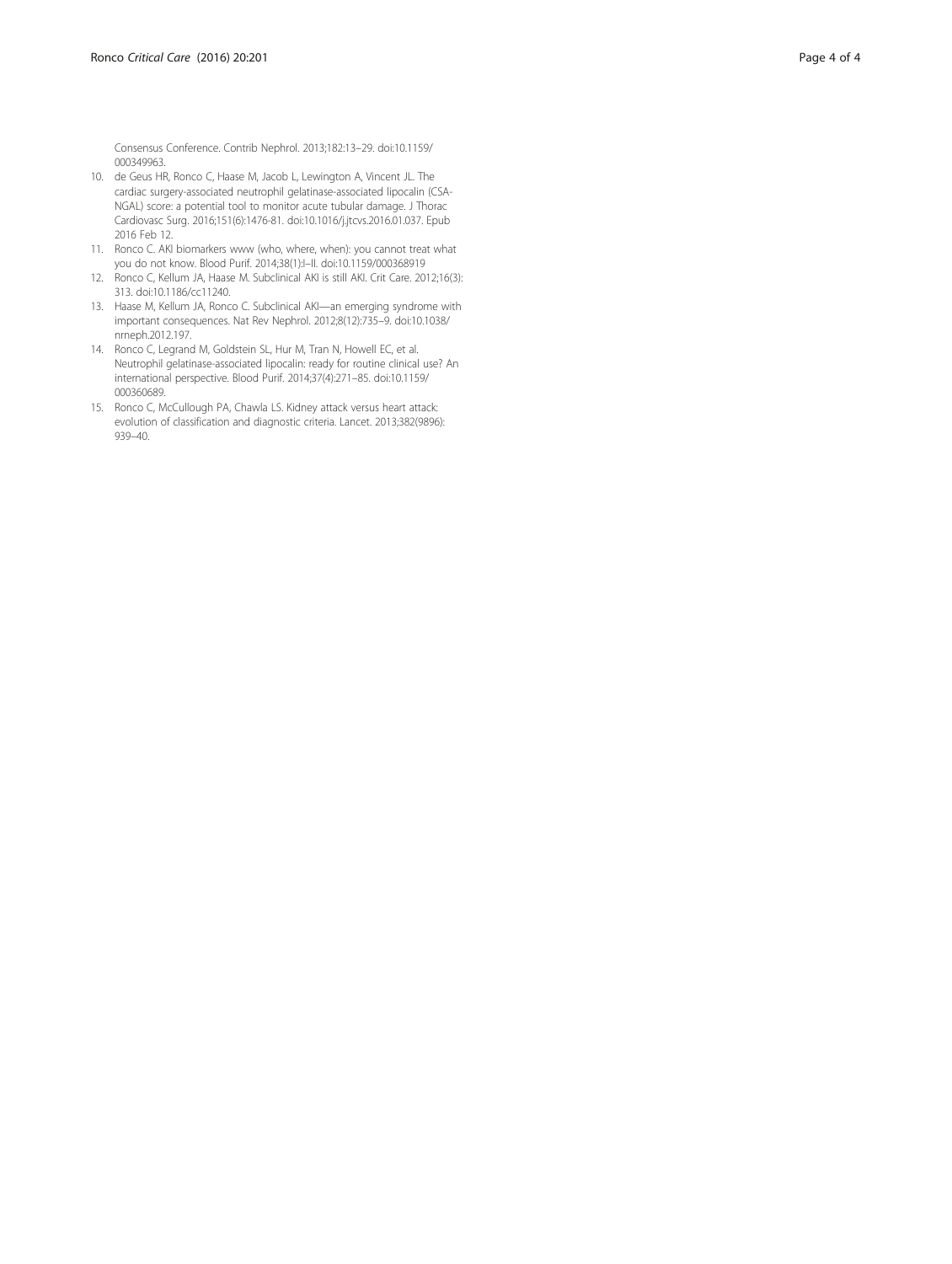Consensus Conference. Contrib Nephrol. 2013;182:13–29. doi:10.1159/000349963.

10. de Geus HR, Ronco C, Haase M, Jacob L, Lewington A, Vincent JL. The cardiac surgery-associated neutrophil gelatinase-associated lipocalin (CSA-NGAL) score: a potential tool to monitor acute tubular damage. J Thorac Cardiovasc Surg. 2016;151(6):1476-81. doi:10.1016/j.jtcvs.2016.01.037. Epub 2016 Feb 12.
11. Ronco C. AKI biomarkers www (who, where, when): you cannot treat what you do not know. Blood Purif. 2014;38(1):I–II. doi:10.1159/000368919
12. Ronco C, Kellum JA, Haase M. Subclinical AKI is still AKI. Crit Care. 2012;16(3):313. doi:10.1186/cc11240.
13. Haase M, Kellum JA, Ronco C. Subclinical AKI—an emerging syndrome with important consequences. Nat Rev Nephrol. 2012;8(12):735–9. doi:10.1038/nrneph.2012.197.
14. Ronco C, Legrand M, Goldstein SL, Hur M, Tran N, Howell EC, et al. Neutrophil gelatinase-associated lipocalin: ready for routine clinical use? An international perspective. Blood Purif. 2014;37(4):271–85. doi:10.1159/000360689.
15. Ronco C, McCullough PA, Chawla LS. Kidney attack versus heart attack: evolution of classification and diagnostic criteria. Lancet. 2013;382(9896):939–40.